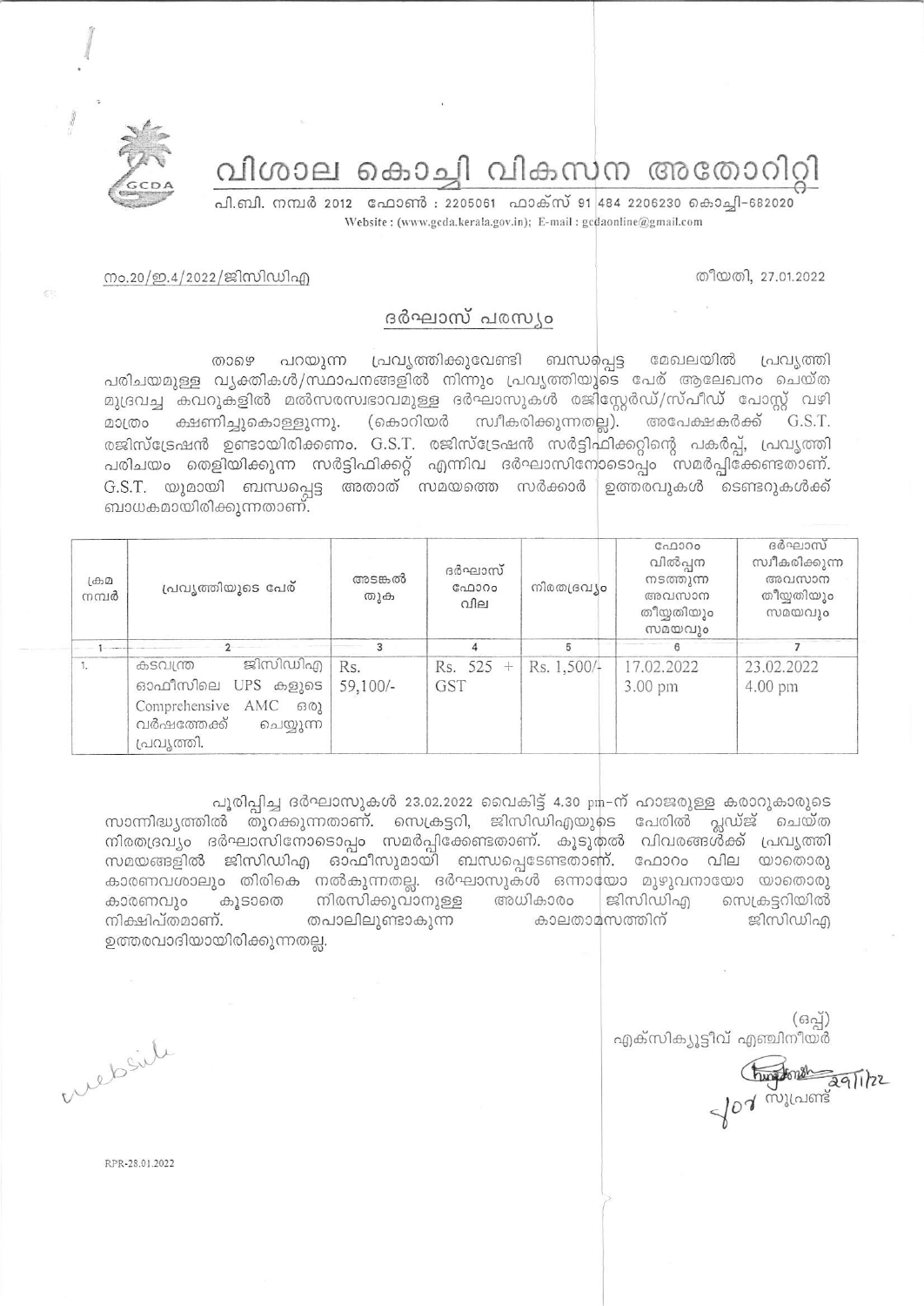# വിശാല കൊച്ചി വികസന അതോറിറ്റി

പി.ബി. നമ്പർ 2012 ഫോൺ : 2205061 ഫാക്സ് 91 484 2206230 കൊച്ചി-682020
Website : (www.gcda.kerala.gov.in); E-mail : gcdaonline@gmail.com

നം.20/ഇ.4/2022/ജിസിഡിഎ

തീയതി, 27.01.2022

## ദർഘാസ് പരസ്യം

താഴെ പറയുന്ന പ്രവൃത്തിക്കുവേണ്ടി ബന്ധപ്പെട്ട മേഖലയിൽ പ്രവൃത്തി പരിചയമുള്ള വ്യക്തികൾ/സ്ഥാപനങ്ങളിൽ നിന്നും പ്രവൃത്തിയുടെ പേര് ആലേഖനം ചെയ്ത മുദ്രവച്ച കവറുകളിൽ മൽസരസ്വഭാവമുള്ള ദർഘാസുകൾ രജിസ്റ്റേർഡ്/സ്പീഡ് പോസ്റ്റ് വഴി മാത്രം ക്ഷണിച്ചുകൊള്ളുന്നു. (കൊറിയർ സ്വീകരിക്കുന്നതല്ല). അപേക്ഷകർക്ക് G.S.T. രജിസ്ട്രേഷൻ ഉണ്ടായിരിക്കണം. G.S.T. രജിസ്ട്രേഷൻ സർട്ടിഫിക്കറ്റിന്റെ പകർപ്പ്, പ്രവൃത്തി പരിചയം തെളിയിക്കുന്ന സർട്ടിഫിക്കറ്റ് എന്നിവ ദർഘാസിനോടൊപ്പം സമർപ്പിക്കേണ്ടതാണ്. G.S.T. യുമായി ബന്ധപ്പെട്ട അതാത് സമയത്തെ സർക്കാർ ഉത്തരവുകൾ ടെണ്ടറുകൾക്ക് ബാധകമായിരിക്കുന്നതാണ്.

| ക്രമ നമ്പർ | പ്രവൃത്തിയുടെ പേര് | അടങ്കൽ തുക | ദർഘാസ് ഫോറം വില | നിരതദ്രവ്യം | ഫോറം വിൽപ്പന നടത്തുന്ന അവസാന തീയ്യതിയും സമയവും | ദർഘാസ് സ്വീകരിക്കുന്ന അവസാന തീയ്യതിയും സമയവും |
|---|---|---|---|---|---|---|
| 1 | 2 | 3 | 4 | 5 | 6 | 7 |
| 1. | കടവന്ത്ര ജിസിഡിഎ ഓഫീസിലെ UPS കളുടെ Comprehensive AMC ഒരു വർഷത്തേക്ക് ചെയ്യുന്ന പ്രവൃത്തി. | Rs. 59,100/- | Rs. 525 + GST | Rs. 1,500/- | 17.02.2022 3.00 pm | 23.02.2022 4.00 pm |

പൂരിപ്പിച്ച ദർഘാസുകൾ 23.02.2022 വൈകിട്ട് 4.30 pm-ന് ഹാജരുള്ള കരാറുകാരുടെ സാന്നിദ്ധ്യത്തിൽ തുറക്കുന്നതാണ്. സെക്രട്ടറി, ജിസിഡിഎയുടെ പേരിൽ പ്ലഡ്ജ് ചെയ്ത നിരതദ്രവ്യം ദർഘാസിനോടൊപ്പം സമർപ്പിക്കേണ്ടതാണ്. കൂടുതൽ വിവരങ്ങൾക്ക് പ്രവൃത്തി സമയങ്ങളിൽ ജിസിഡിഎ ഓഫീസുമായി ബന്ധപ്പെടേണ്ടതാണ്. ഫോറം വില യാതൊരു കാരണവശാലും തിരികെ നൽകുന്നതല്ല. ദർഘാസുകൾ ഒന്നായോ മുഴുവനായോ യാതൊരു കാരണവും കൂടാതെ നിരസിക്കുവാനുള്ള അധികാരം ജിസിഡിഎ സെക്രട്ടറിയിൽ നിക്ഷിപ്തമാണ്. തപാലിലുണ്ടാകുന്ന കാലതാമസത്തിന് ജിസിഡിഎ ഉത്തരവാദിയായിരിക്കുന്നതല്ല.

(ഒപ്പ്)
എക്സിക്യൂട്ടീവ് എഞ്ചിനീയർ

for സൂപ്രണ്ട്
29/1/22

website

RPR-28.01.2022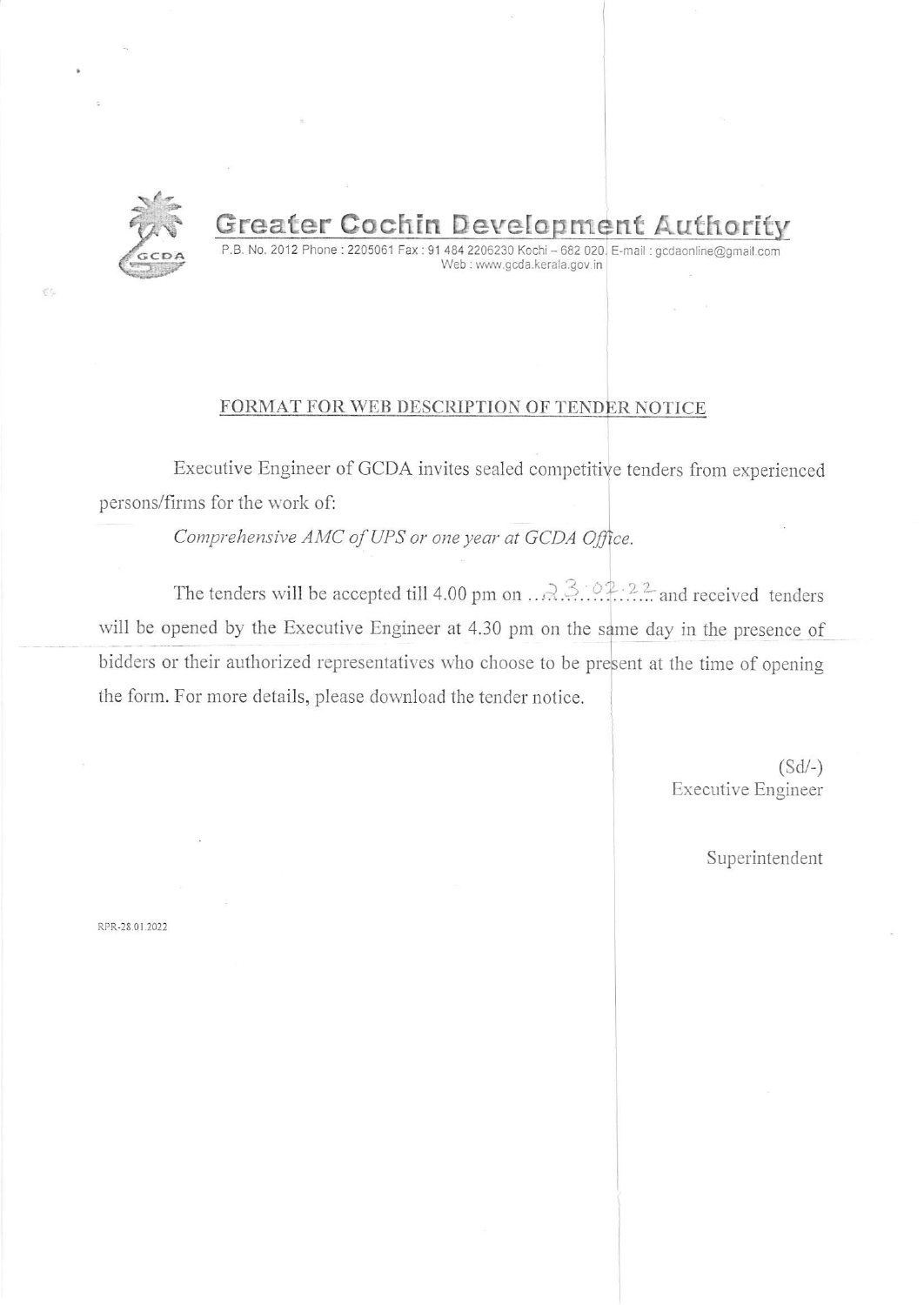# Greater Cochin Development Authority

P.B. No. 2012 Phone : 2205061 Fax : 91 484 2206230 Kochi – 682 020. E-mail : gcdaonline@gmail.com
Web : www.gcda.kerala.gov.in

## FORMAT FOR WEB DESCRIPTION OF TENDER NOTICE

Executive Engineer of GCDA invites sealed competitive tenders from experienced persons/firms for the work of:

*Comprehensive AMC of UPS or one year at GCDA Office.*

The tenders will be accepted till 4.00 pm on ..23.02.22.... and received tenders will be opened by the Executive Engineer at 4.30 pm on the same day in the presence of bidders or their authorized representatives who choose to be present at the time of opening the form. For more details, please download the tender notice.

(Sd/-)
Executive Engineer

Superintendent

RPR-28.01.2022